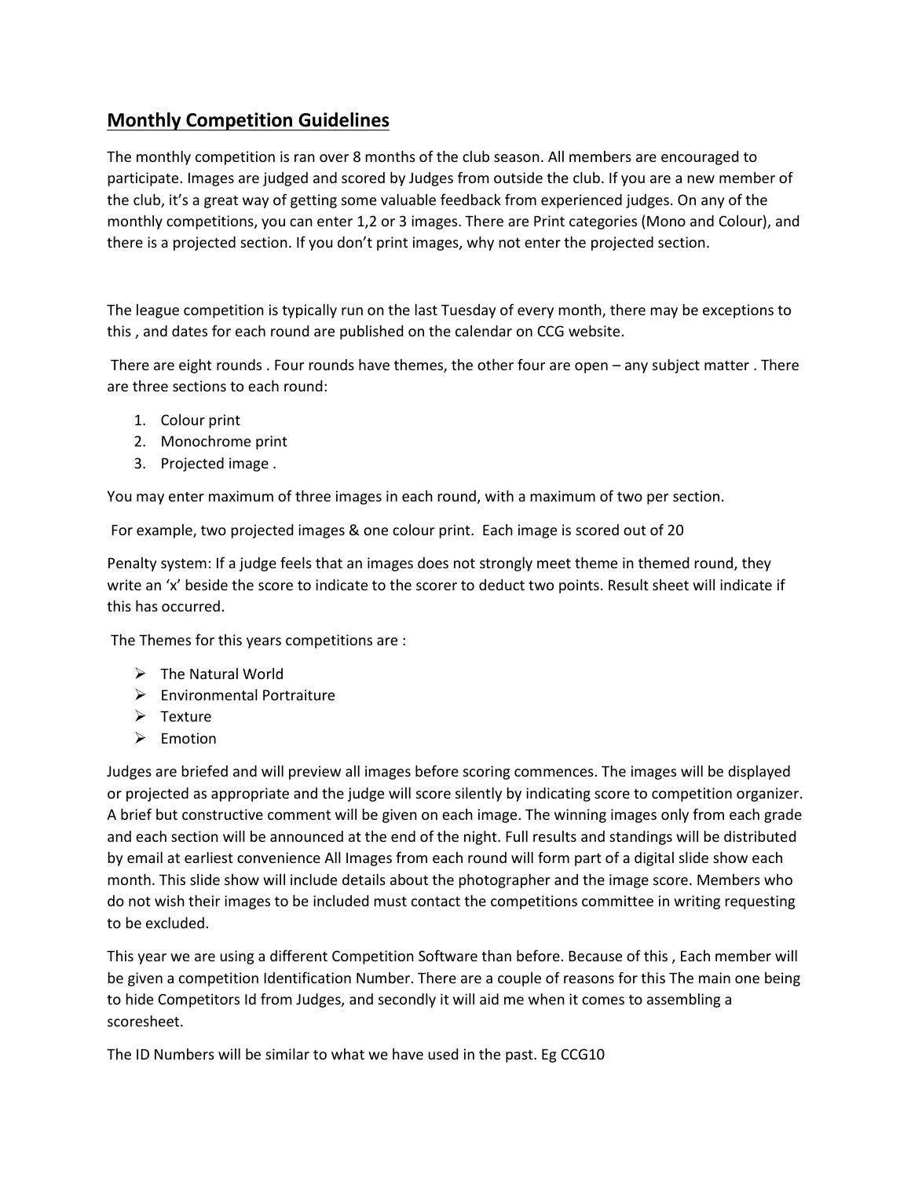## Monthly Competition Guidelines

The monthly competition is ran over 8 months of the club season. All members are encouraged to participate. Images are judged and scored by Judges from outside the club. If you are a new member of the club, it's a great way of getting some valuable feedback from experienced judges. On any of the monthly competitions, you can enter 1,2 or 3 images. There are Print categories (Mono and Colour), and there is a projected section. If you don't print images, why not enter the projected section.

The league competition is typically run on the last Tuesday of every month, there may be exceptions to this , and dates for each round are published on the calendar on CCG website.

There are eight rounds . Four rounds have themes, the other four are open – any subject matter . There are three sections to each round:

1. Colour print
2. Monochrome print
3. Projected image .

You may enter maximum of three images in each round, with a maximum of two per section.

For example, two projected images & one colour print. Each image is scored out of 20

Penalty system: If a judge feels that an images does not strongly meet theme in themed round, they write an 'x' beside the score to indicate to the scorer to deduct two points. Result sheet will indicate if this has occurred.

The Themes for this years competitions are :

- The Natural World
- Environmental Portraiture
- Texture
- Emotion

Judges are briefed and will preview all images before scoring commences. The images will be displayed or projected as appropriate and the judge will score silently by indicating score to competition organizer. A brief but constructive comment will be given on each image. The winning images only from each grade and each section will be announced at the end of the night. Full results and standings will be distributed by email at earliest convenience All Images from each round will form part of a digital slide show each month. This slide show will include details about the photographer and the image score. Members who do not wish their images to be included must contact the competitions committee in writing requesting to be excluded.

This year we are using a different Competition Software than before. Because of this , Each member will be given a competition Identification Number. There are a couple of reasons for this The main one being to hide Competitors Id from Judges, and secondly it will aid me when it comes to assembling a scoresheet.

The ID Numbers will be similar to what we have used in the past. Eg CCG10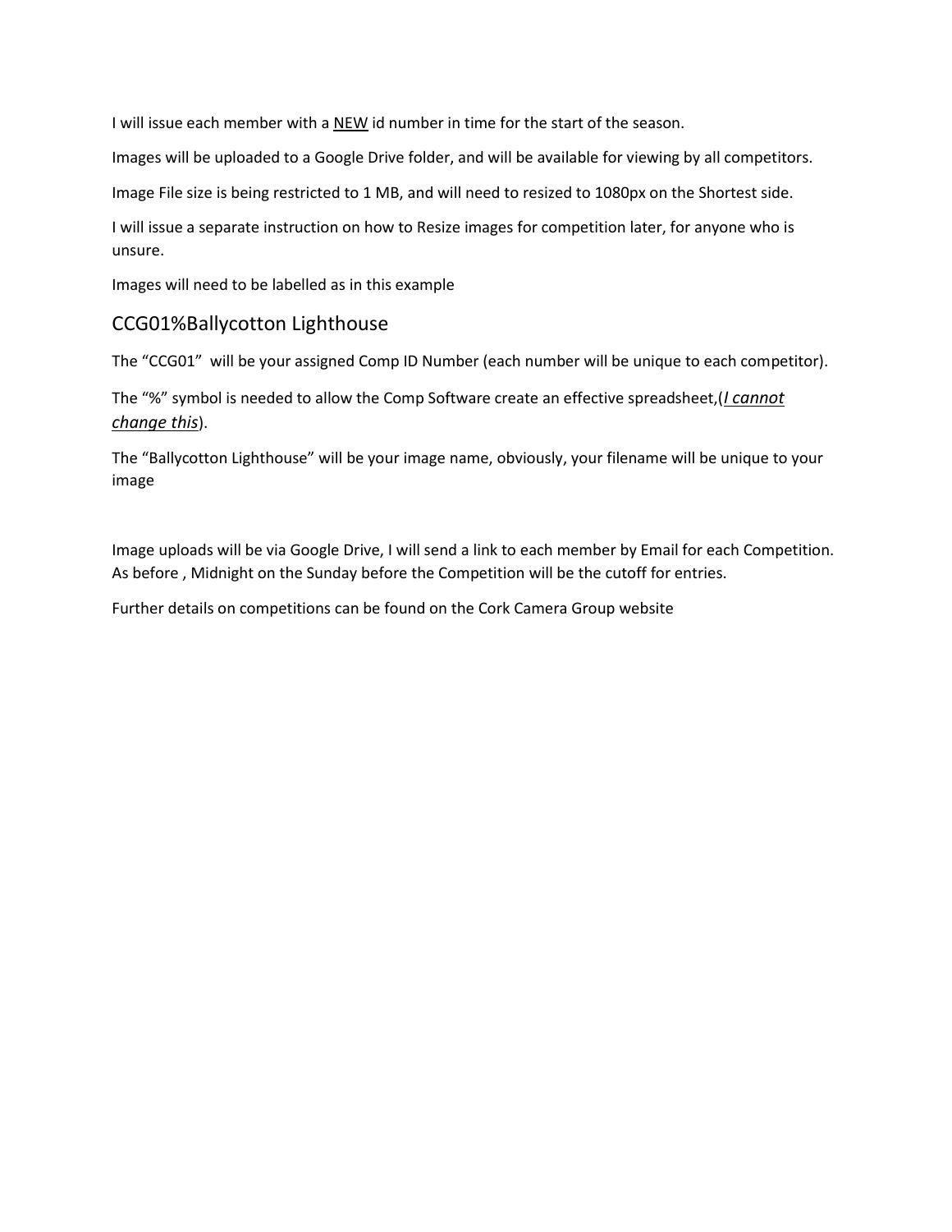I will issue each member with a <u>NEW</u> id number in time for the start of the season.

Images will be uploaded to a Google Drive folder, and will be available for viewing by all competitors.

Image File size is being restricted to 1 MB, and will need to resized to 1080px on the Shortest side.

I will issue a separate instruction on how to Resize images for competition later, for anyone who is unsure.

Images will need to be labelled as in this example

## CCG01%Ballycotton Lighthouse

The "CCG01"  will be your assigned Comp ID Number (each number will be unique to each competitor).

The "%" symbol is needed to allow the Comp Software create an effective spreadsheet,(*<u>I cannot change this</u>*).

The "Ballycotton Lighthouse" will be your image name, obviously, your filename will be unique to your image

Image uploads will be via Google Drive, I will send a link to each member by Email for each Competition. As before , Midnight on the Sunday before the Competition will be the cutoff for entries.

Further details on competitions can be found on the Cork Camera Group website